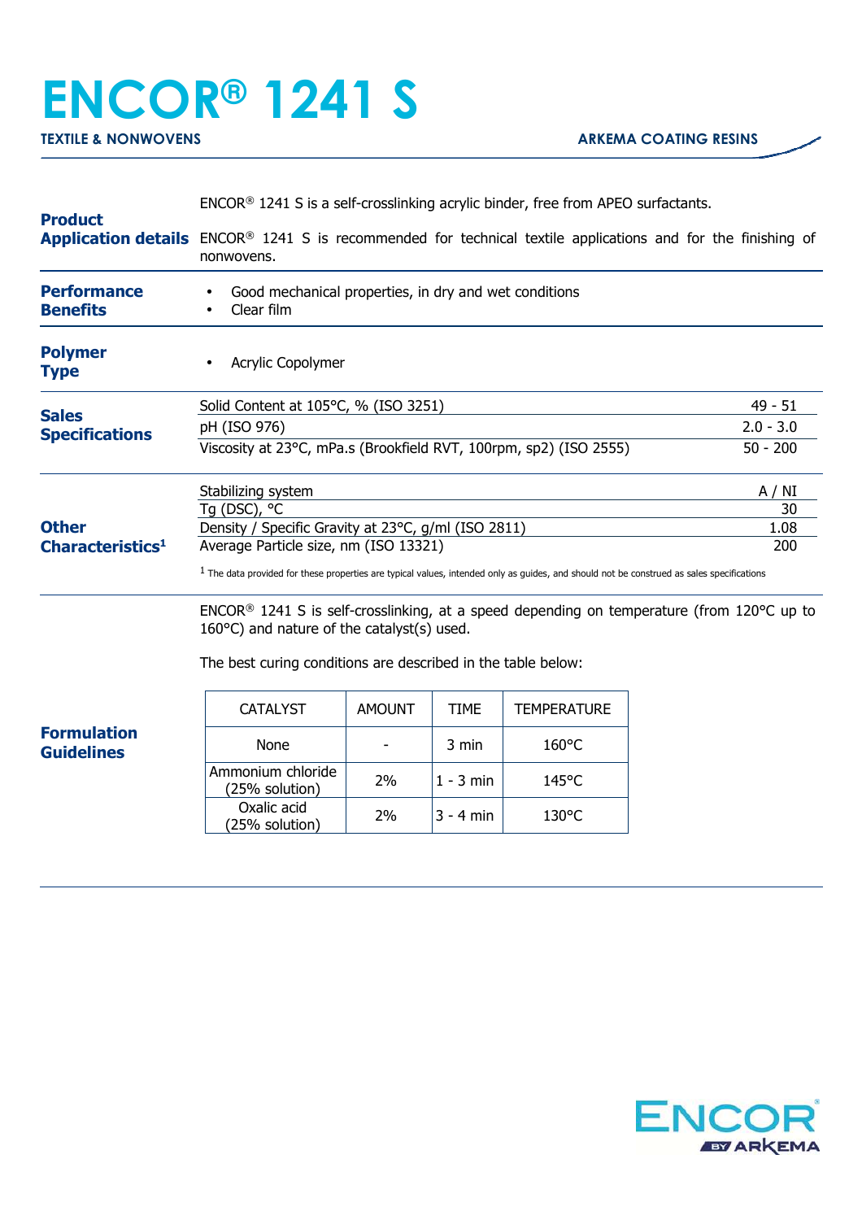# ENCOR® 1241 S

**TEXTILE & NONWOVENS** | **ARKEMA COATING RESINS**

## Product Application details

ENCOR® 1241 S is a self-crosslinking acrylic binder, free from APEO surfactants.

ENCOR® 1241 S is recommended for technical textile applications and for the finishing of nonwovens.

## Performance Benefits

- Good mechanical properties, in dry and wet conditions
- Clear film

## Polymer Type

- Acrylic Copolymer

## Sales Specifications

| Property | Value |
|---|---|
| Solid Content at 105°C, % (ISO 3251) | 49 - 51 |
| pH (ISO 976) | 2.0 - 3.0 |
| Viscosity at 23°C, mPa.s (Brookfield RVT, 100rpm, sp2) (ISO 2555) | 50 - 200 |

## Other Characteristics[1]

| Property | Value |
|---|---|
| Stabilizing system | A / NI |
| Tg (DSC), °C | 30 |
| Density / Specific Gravity at 23°C, g/ml (ISO 2811) | 1.08 |
| Average Particle size, nm (ISO 13321) | 200 |

[1] The data provided for these properties are typical values, intended only as guides, and should not be construed as sales specifications

## Formulation Guidelines

ENCOR® 1241 S is self-crosslinking, at a speed depending on temperature (from 120°C up to 160°C) and nature of the catalyst(s) used.

The best curing conditions are described in the table below:

| CATALYST | AMOUNT | TIME | TEMPERATURE |
|---|---|---|---|
| None | - | 3 min | 160°C |
| Ammonium chloride (25% solution) | 2% | 1 - 3 min | 145°C |
| Oxalic acid (25% solution) | 2% | 3 - 4 min | 130°C |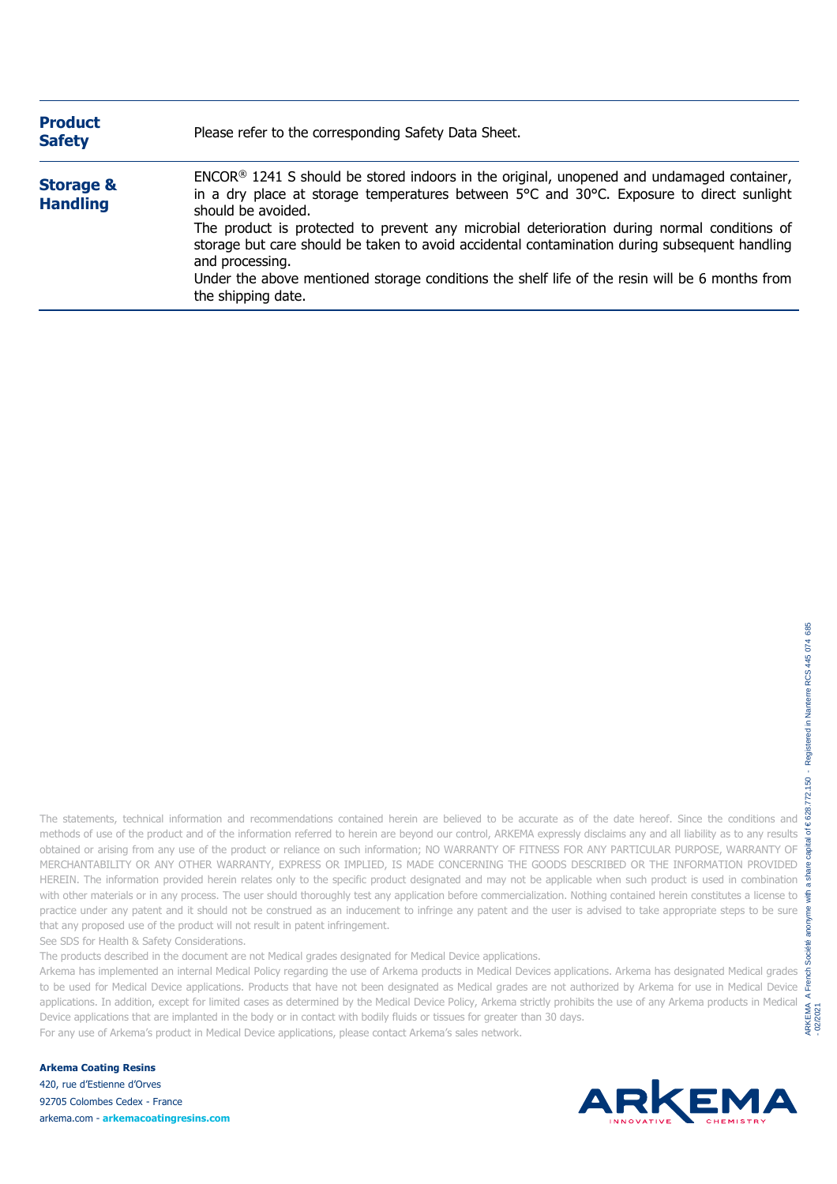| | |
|---|---|
| **Product Safety** | Please refer to the corresponding Safety Data Sheet. |
| **Storage & Handling** | ENCOR® 1241 S should be stored indoors in the original, unopened and undamaged container, in a dry place at storage temperatures between 5°C and 30°C. Exposure to direct sunlight should be avoided.<br>The product is protected to prevent any microbial deterioration during normal conditions of storage but care should be taken to avoid accidental contamination during subsequent handling and processing.<br>Under the above mentioned storage conditions the shelf life of the resin will be 6 months from the shipping date. |

The statements, technical information and recommendations contained herein are believed to be accurate as of the date hereof. Since the conditions and methods of use of the product and of the information referred to herein are beyond our control, ARKEMA expressly disclaims any and all liability as to any results obtained or arising from any use of the product or reliance on such information; NO WARRANTY OF FITNESS FOR ANY PARTICULAR PURPOSE, WARRANTY OF MERCHANTABILITY OR ANY OTHER WARRANTY, EXPRESS OR IMPLIED, IS MADE CONCERNING THE GOODS DESCRIBED OR THE INFORMATION PROVIDED HEREIN. The information provided herein relates only to the specific product designated and may not be applicable when such product is used in combination with other materials or in any process. The user should thoroughly test any application before commercialization. Nothing contained herein constitutes a license to practice under any patent and it should not be construed as an inducement to infringe any patent and the user is advised to take appropriate steps to be sure that any proposed use of the product will not result in patent infringement.
See SDS for Health & Safety Considerations.
The products described in the document are not Medical grades designated for Medical Device applications.
Arkema has implemented an internal Medical Policy regarding the use of Arkema products in Medical Devices applications. Arkema has designated Medical grades to be used for Medical Device applications. Products that have not been designated as Medical grades are not authorized by Arkema for use in Medical Device applications. In addition, except for limited cases as determined by the Medical Device Policy, Arkema strictly prohibits the use of any Arkema products in Medical Device applications that are implanted in the body or in contact with bodily fluids or tissues for greater than 30 days.
For any use of Arkema's product in Medical Device applications, please contact Arkema's sales network.

ARKEMA A French Société anonyme with a share capital of € 628.772.150 - Registered in Nanterre RCS 445 074 685 - 02/2021

**Arkema Coating Resins**
420, rue d'Estienne d'Orves
92705 Colombes Cedex - France
arkema.com - **arkemacoatingresins.com**

ARKEMA
INNOVATIVE CHEMISTRY